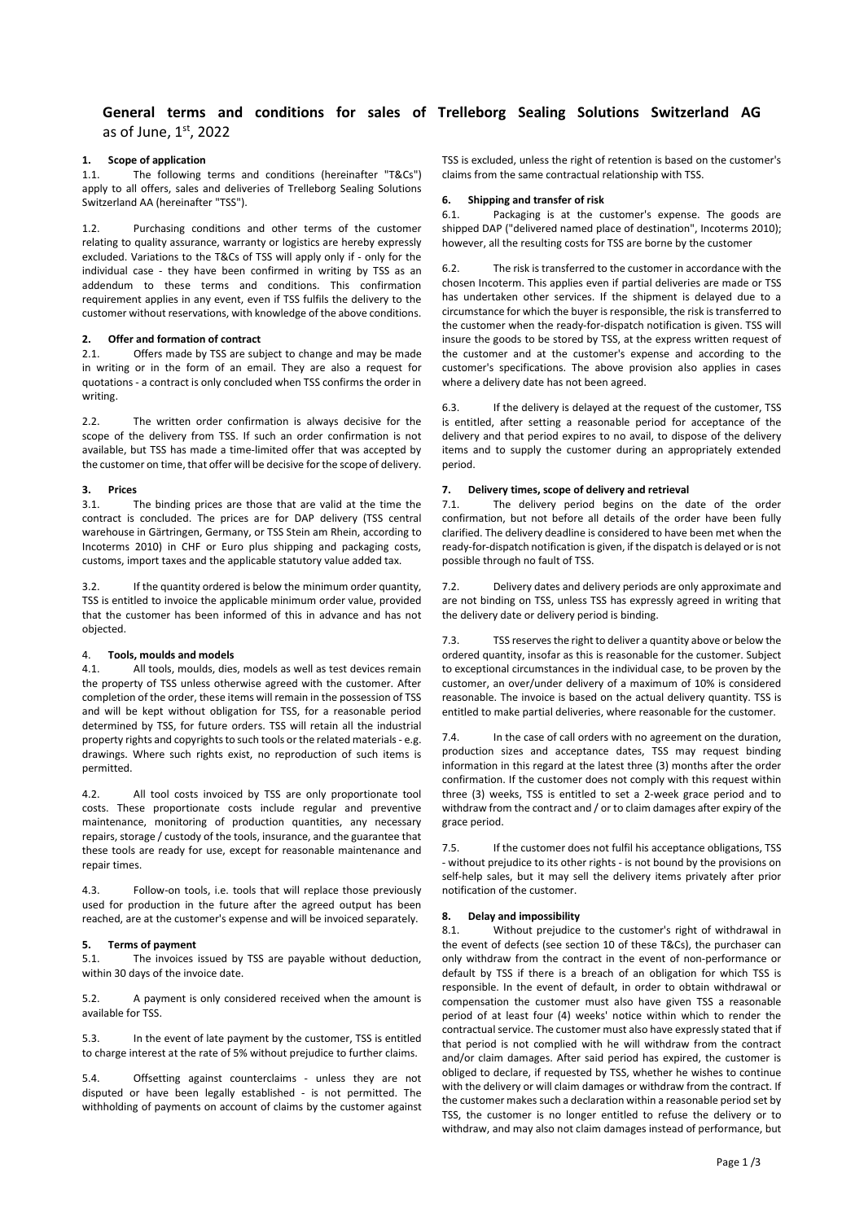# General terms and conditions for sales of Trelleborg Sealing Solutions Switzerland AG as of June, 1st, 2022

## 1. Scope of application

1.1. The following terms and conditions (hereinafter "T&Cs") apply to all offers, sales and deliveries of Trelleborg Sealing Solutions Switzerland AA (hereinafter "TSS").

1.2. Purchasing conditions and other terms of the customer relating to quality assurance, warranty or logistics are hereby expressly excluded. Variations to the T&Cs of TSS will apply only if - only for the individual case - they have been confirmed in writing by TSS as an addendum to these terms and conditions. This confirmation requirement applies in any event, even if TSS fulfils the delivery to the customer without reservations, with knowledge of the above conditions.

## 2. Offer and formation of contract

2.1. Offers made by TSS are subject to change and may be made in writing or in the form of an email. They are also a request for quotations - a contract is only concluded when TSS confirms the order in writing.

2.2. The written order confirmation is always decisive for the scope of the delivery from TSS. If such an order confirmation is not available, but TSS has made a time-limited offer that was accepted by the customer on time, that offer will be decisive for the scope of delivery.

## 3. Prices

3.1. The binding prices are those that are valid at the time the contract is concluded. The prices are for DAP delivery (TSS central warehouse in Gärtringen, Germany, or TSS Stein am Rhein, according to Incoterms 2010) in CHF or Euro plus shipping and packaging costs, customs, import taxes and the applicable statutory value added tax.

3.2. If the quantity ordered is below the minimum order quantity, TSS is entitled to invoice the applicable minimum order value, provided that the customer has been informed of this in advance and has not objected.

## 4. Tools, moulds and models

4.1. All tools, moulds, dies, models as well as test devices remain the property of TSS unless otherwise agreed with the customer. After completion of the order, these items will remain in the possession of TSS and will be kept without obligation for TSS, for a reasonable period determined by TSS, for future orders. TSS will retain all the industrial property rights and copyrights to such tools or the related materials - e.g. drawings. Where such rights exist, no reproduction of such items is permitted.

4.2. All tool costs invoiced by TSS are only proportionate tool costs. These proportionate costs include regular and preventive maintenance, monitoring of production quantities, any necessary repairs, storage / custody of the tools, insurance, and the guarantee that these tools are ready for use, except for reasonable maintenance and repair times.

4.3. Follow-on tools, i.e. tools that will replace those previously used for production in the future after the agreed output has been reached, are at the customer's expense and will be invoiced separately.

## 5. Terms of payment

5.1. The invoices issued by TSS are payable without deduction, within 30 days of the invoice date.

5.2. A payment is only considered received when the amount is available for TSS.

5.3. In the event of late payment by the customer, TSS is entitled to charge interest at the rate of 5% without prejudice to further claims.

5.4. Offsetting against counterclaims - unless they are not disputed or have been legally established - is not permitted. The withholding of payments on account of claims by the customer against TSS is excluded, unless the right of retention is based on the customer's claims from the same contractual relationship with TSS.

## 6. Shipping and transfer of risk

6.1. Packaging is at the customer's expense. The goods are shipped DAP ("delivered named place of destination", Incoterms 2010); however, all the resulting costs for TSS are borne by the customer

6.2. The risk is transferred to the customer in accordance with the chosen Incoterm. This applies even if partial deliveries are made or TSS has undertaken other services. If the shipment is delayed due to a circumstance for which the buyer is responsible, the risk is transferred to the customer when the ready-for-dispatch notification is given. TSS will insure the goods to be stored by TSS, at the express written request of the customer and at the customer's expense and according to the customer's specifications. The above provision also applies in cases where a delivery date has not been agreed.

6.3. If the delivery is delayed at the request of the customer, TSS is entitled, after setting a reasonable period for acceptance of the delivery and that period expires to no avail, to dispose of the delivery items and to supply the customer during an appropriately extended period.

## 7. Delivery times, scope of delivery and retrieval

7.1. The delivery period begins on the date of the order confirmation, but not before all details of the order have been fully clarified. The delivery deadline is considered to have been met when the ready-for-dispatch notification is given, if the dispatch is delayed or is not possible through no fault of TSS.

7.2. Delivery dates and delivery periods are only approximate and are not binding on TSS, unless TSS has expressly agreed in writing that the delivery date or delivery period is binding.

7.3. TSS reserves the right to deliver a quantity above or below the ordered quantity, insofar as this is reasonable for the customer. Subject to exceptional circumstances in the individual case, to be proven by the customer, an over/under delivery of a maximum of 10% is considered reasonable. The invoice is based on the actual delivery quantity. TSS is entitled to make partial deliveries, where reasonable for the customer.

7.4. In the case of call orders with no agreement on the duration, production sizes and acceptance dates, TSS may request binding information in this regard at the latest three (3) months after the order confirmation. If the customer does not comply with this request within three (3) weeks, TSS is entitled to set a 2-week grace period and to withdraw from the contract and / or to claim damages after expiry of the grace period.

7.5. If the customer does not fulfil his acceptance obligations, TSS - without prejudice to its other rights - is not bound by the provisions on self-help sales, but it may sell the delivery items privately after prior notification of the customer.

## 8. Delay and impossibility

8.1. Without prejudice to the customer's right of withdrawal in the event of defects (see section 10 of these T&Cs), the purchaser can only withdraw from the contract in the event of non-performance or default by TSS if there is a breach of an obligation for which TSS is responsible. In the event of default, in order to obtain withdrawal or compensation the customer must also have given TSS a reasonable period of at least four (4) weeks' notice within which to render the contractual service. The customer must also have expressly stated that if that period is not complied with he will withdraw from the contract and/or claim damages. After said period has expired, the customer is obliged to declare, if requested by TSS, whether he wishes to continue with the delivery or will claim damages or withdraw from the contract. If the customer makes such a declaration within a reasonable period set by TSS, the customer is no longer entitled to refuse the delivery or to withdraw, and may also not claim damages instead of performance, but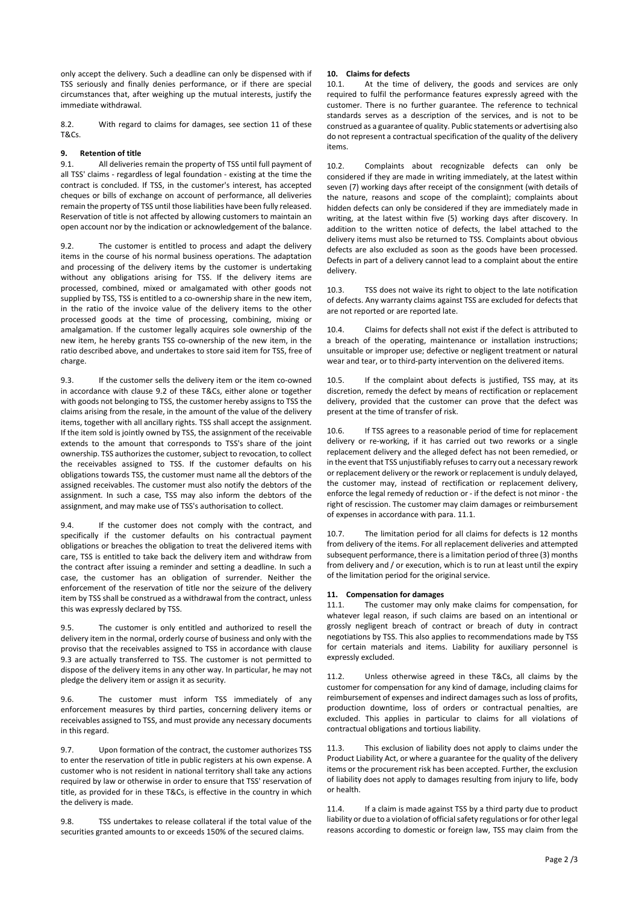only accept the delivery. Such a deadline can only be dispensed with if TSS seriously and finally denies performance, or if there are special circumstances that, after weighing up the mutual interests, justify the immediate withdrawal.

8.2. With regard to claims for damages, see section 11 of these T&Cs.

**9. Retention of title**

9.1. All deliveries remain the property of TSS until full payment of all TSS' claims - regardless of legal foundation - existing at the time the contract is concluded. If TSS, in the customer's interest, has accepted cheques or bills of exchange on account of performance, all deliveries remain the property of TSS until those liabilities have been fully released. Reservation of title is not affected by allowing customers to maintain an open account nor by the indication or acknowledgement of the balance.

9.2. The customer is entitled to process and adapt the delivery items in the course of his normal business operations. The adaptation and processing of the delivery items by the customer is undertaking without any obligations arising for TSS. If the delivery items are processed, combined, mixed or amalgamated with other goods not supplied by TSS, TSS is entitled to a co-ownership share in the new item, in the ratio of the invoice value of the delivery items to the other processed goods at the time of processing, combining, mixing or amalgamation. If the customer legally acquires sole ownership of the new item, he hereby grants TSS co-ownership of the new item, in the ratio described above, and undertakes to store said item for TSS, free of charge.

9.3. If the customer sells the delivery item or the item co-owned in accordance with clause 9.2 of these T&Cs, either alone or together with goods not belonging to TSS, the customer hereby assigns to TSS the claims arising from the resale, in the amount of the value of the delivery items, together with all ancillary rights. TSS shall accept the assignment. If the item sold is jointly owned by TSS, the assignment of the receivable extends to the amount that corresponds to TSS's share of the joint ownership. TSS authorizes the customer, subject to revocation, to collect the receivables assigned to TSS. If the customer defaults on his obligations towards TSS, the customer must name all the debtors of the assigned receivables. The customer must also notify the debtors of the assignment. In such a case, TSS may also inform the debtors of the assignment, and may make use of TSS's authorisation to collect.

9.4. If the customer does not comply with the contract, and specifically if the customer defaults on his contractual payment obligations or breaches the obligation to treat the delivered items with care, TSS is entitled to take back the delivery item and withdraw from the contract after issuing a reminder and setting a deadline. In such a case, the customer has an obligation of surrender. Neither the enforcement of the reservation of title nor the seizure of the delivery item by TSS shall be construed as a withdrawal from the contract, unless this was expressly declared by TSS.

9.5. The customer is only entitled and authorized to resell the delivery item in the normal, orderly course of business and only with the proviso that the receivables assigned to TSS in accordance with clause 9.3 are actually transferred to TSS. The customer is not permitted to dispose of the delivery items in any other way. In particular, he may not pledge the delivery item or assign it as security.

9.6. The customer must inform TSS immediately of any enforcement measures by third parties, concerning delivery items or receivables assigned to TSS, and must provide any necessary documents in this regard.

9.7. Upon formation of the contract, the customer authorizes TSS to enter the reservation of title in public registers at his own expense. A customer who is not resident in national territory shall take any actions required by law or otherwise in order to ensure that TSS' reservation of title, as provided for in these T&Cs, is effective in the country in which the delivery is made.

9.8. TSS undertakes to release collateral if the total value of the securities granted amounts to or exceeds 150% of the secured claims.

**10. Claims for defects**

10.1. At the time of delivery, the goods and services are only required to fulfil the performance features expressly agreed with the customer. There is no further guarantee. The reference to technical standards serves as a description of the services, and is not to be construed as a guarantee of quality. Public statements or advertising also do not represent a contractual specification of the quality of the delivery items.

10.2. Complaints about recognizable defects can only be considered if they are made in writing immediately, at the latest within seven (7) working days after receipt of the consignment (with details of the nature, reasons and scope of the complaint); complaints about hidden defects can only be considered if they are immediately made in writing, at the latest within five (5) working days after discovery. In addition to the written notice of defects, the label attached to the delivery items must also be returned to TSS. Complaints about obvious defects are also excluded as soon as the goods have been processed. Defects in part of a delivery cannot lead to a complaint about the entire delivery.

10.3. TSS does not waive its right to object to the late notification of defects. Any warranty claims against TSS are excluded for defects that are not reported or are reported late.

10.4. Claims for defects shall not exist if the defect is attributed to a breach of the operating, maintenance or installation instructions; unsuitable or improper use; defective or negligent treatment or natural wear and tear, or to third-party intervention on the delivered items.

10.5. If the complaint about defects is justified, TSS may, at its discretion, remedy the defect by means of rectification or replacement delivery, provided that the customer can prove that the defect was present at the time of transfer of risk.

10.6. If TSS agrees to a reasonable period of time for replacement delivery or re-working, if it has carried out two reworks or a single replacement delivery and the alleged defect has not been remedied, or in the event that TSS unjustifiably refuses to carry out a necessary rework or replacement delivery or the rework or replacement is unduly delayed, the customer may, instead of rectification or replacement delivery, enforce the legal remedy of reduction or - if the defect is not minor - the right of rescission. The customer may claim damages or reimbursement of expenses in accordance with para. 11.1.

10.7. The limitation period for all claims for defects is 12 months from delivery of the items. For all replacement deliveries and attempted subsequent performance, there is a limitation period of three (3) months from delivery and / or execution, which is to run at least until the expiry of the limitation period for the original service.

**11. Compensation for damages**

11.1. The customer may only make claims for compensation, for whatever legal reason, if such claims are based on an intentional or grossly negligent breach of contract or breach of duty in contract negotiations by TSS. This also applies to recommendations made by TSS for certain materials and items. Liability for auxiliary personnel is expressly excluded.

11.2. Unless otherwise agreed in these T&Cs, all claims by the customer for compensation for any kind of damage, including claims for reimbursement of expenses and indirect damages such as loss of profits, production downtime, loss of orders or contractual penalties, are excluded. This applies in particular to claims for all violations of contractual obligations and tortious liability.

11.3. This exclusion of liability does not apply to claims under the Product Liability Act, or where a guarantee for the quality of the delivery items or the procurement risk has been accepted. Further, the exclusion of liability does not apply to damages resulting from injury to life, body or health.

11.4. If a claim is made against TSS by a third party due to product liability or due to a violation of official safety regulations or for other legal reasons according to domestic or foreign law, TSS may claim from the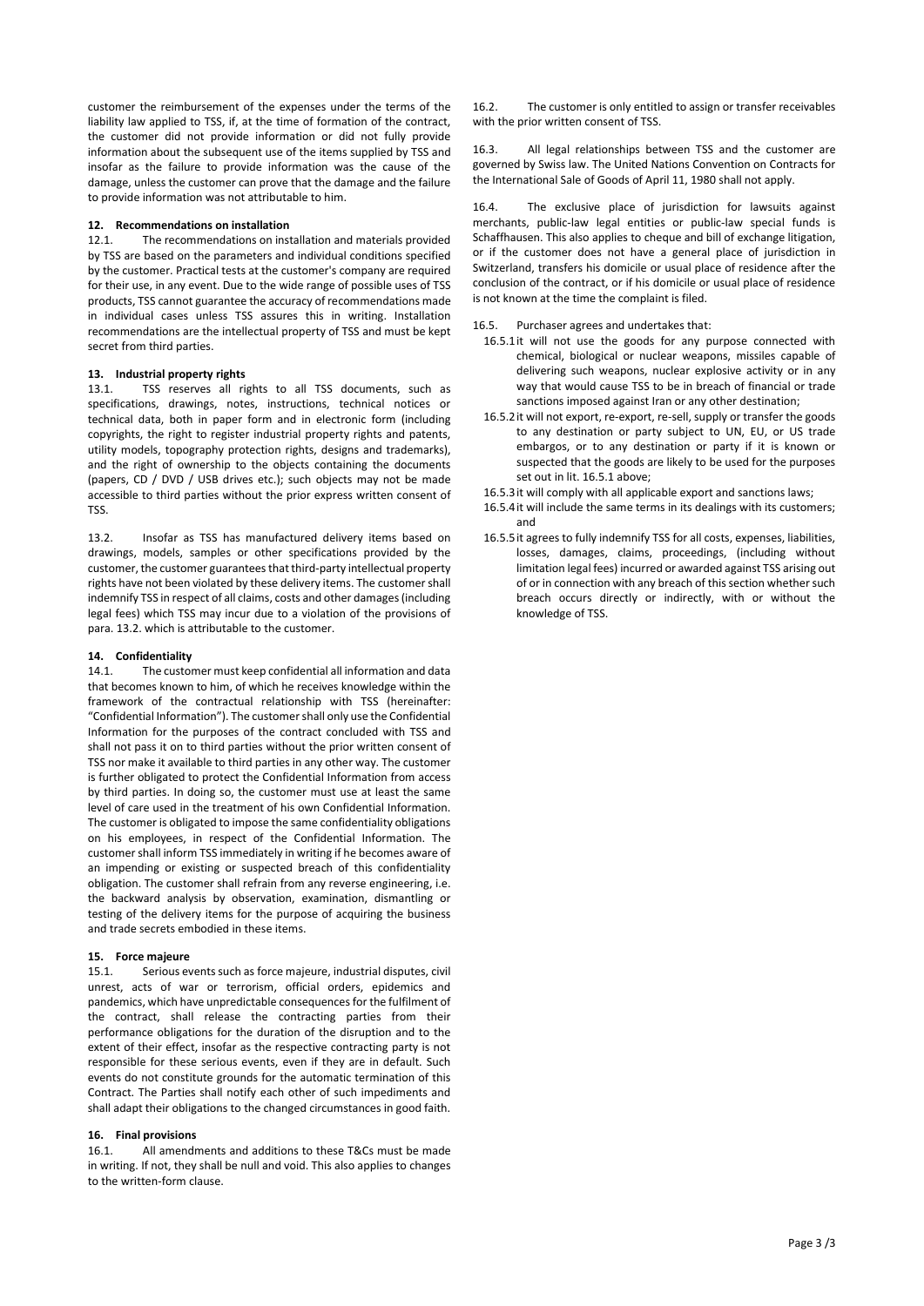customer the reimbursement of the expenses under the terms of the liability law applied to TSS, if, at the time of formation of the contract, the customer did not provide information or did not fully provide information about the subsequent use of the items supplied by TSS and insofar as the failure to provide information was the cause of the damage, unless the customer can prove that the damage and the failure to provide information was not attributable to him.

## 12. Recommendations on installation

12.1. The recommendations on installation and materials provided by TSS are based on the parameters and individual conditions specified by the customer. Practical tests at the customer's company are required for their use, in any event. Due to the wide range of possible uses of TSS products, TSS cannot guarantee the accuracy of recommendations made in individual cases unless TSS assures this in writing. Installation recommendations are the intellectual property of TSS and must be kept secret from third parties.

## 13. Industrial property rights

13.1. TSS reserves all rights to all TSS documents, such as specifications, drawings, notes, instructions, technical notices or technical data, both in paper form and in electronic form (including copyrights, the right to register industrial property rights and patents, utility models, topography protection rights, designs and trademarks), and the right of ownership to the objects containing the documents (papers, CD / DVD / USB drives etc.); such objects may not be made accessible to third parties without the prior express written consent of TSS.

13.2. Insofar as TSS has manufactured delivery items based on drawings, models, samples or other specifications provided by the customer, the customer guarantees that third-party intellectual property rights have not been violated by these delivery items. The customer shall indemnify TSS in respect of all claims, costs and other damages (including legal fees) which TSS may incur due to a violation of the provisions of para. 13.2. which is attributable to the customer.

## 14. Confidentiality

14.1. The customer must keep confidential all information and data that becomes known to him, of which he receives knowledge within the framework of the contractual relationship with TSS (hereinafter: "Confidential Information"). The customer shall only use the Confidential Information for the purposes of the contract concluded with TSS and shall not pass it on to third parties without the prior written consent of TSS nor make it available to third parties in any other way. The customer is further obligated to protect the Confidential Information from access by third parties. In doing so, the customer must use at least the same level of care used in the treatment of his own Confidential Information. The customer is obligated to impose the same confidentiality obligations on his employees, in respect of the Confidential Information. The customer shall inform TSS immediately in writing if he becomes aware of an impending or existing or suspected breach of this confidentiality obligation. The customer shall refrain from any reverse engineering, i.e. the backward analysis by observation, examination, dismantling or testing of the delivery items for the purpose of acquiring the business and trade secrets embodied in these items.

## 15. Force majeure

15.1. Serious events such as force majeure, industrial disputes, civil unrest, acts of war or terrorism, official orders, epidemics and pandemics, which have unpredictable consequences for the fulfilment of the contract, shall release the contracting parties from their performance obligations for the duration of the disruption and to the extent of their effect, insofar as the respective contracting party is not responsible for these serious events, even if they are in default. Such events do not constitute grounds for the automatic termination of this Contract. The Parties shall notify each other of such impediments and shall adapt their obligations to the changed circumstances in good faith.

## 16. Final provisions

16.1. All amendments and additions to these T&Cs must be made in writing. If not, they shall be null and void. This also applies to changes to the written-form clause.

16.2. The customer is only entitled to assign or transfer receivables with the prior written consent of TSS.

16.3. All legal relationships between TSS and the customer are governed by Swiss law. The United Nations Convention on Contracts for the International Sale of Goods of April 11, 1980 shall not apply.

16.4. The exclusive place of jurisdiction for lawsuits against merchants, public-law legal entities or public-law special funds is Schaffhausen. This also applies to cheque and bill of exchange litigation, or if the customer does not have a general place of jurisdiction in Switzerland, transfers his domicile or usual place of residence after the conclusion of the contract, or if his domicile or usual place of residence is not known at the time the complaint is filed.

16.5. Purchaser agrees and undertakes that:

- 16.5.1 it will not use the goods for any purpose connected with chemical, biological or nuclear weapons, missiles capable of delivering such weapons, nuclear explosive activity or in any way that would cause TSS to be in breach of financial or trade sanctions imposed against Iran or any other destination;
- 16.5.2 it will not export, re-export, re-sell, supply or transfer the goods to any destination or party subject to UN, EU, or US trade embargos, or to any destination or party if it is known or suspected that the goods are likely to be used for the purposes set out in lit. 16.5.1 above;
- 16.5.3 it will comply with all applicable export and sanctions laws;
- 16.5.4 it will include the same terms in its dealings with its customers; and
- 16.5.5 it agrees to fully indemnify TSS for all costs, expenses, liabilities, losses, damages, claims, proceedings, (including without limitation legal fees) incurred or awarded against TSS arising out of or in connection with any breach of this section whether such breach occurs directly or indirectly, with or without the knowledge of TSS.